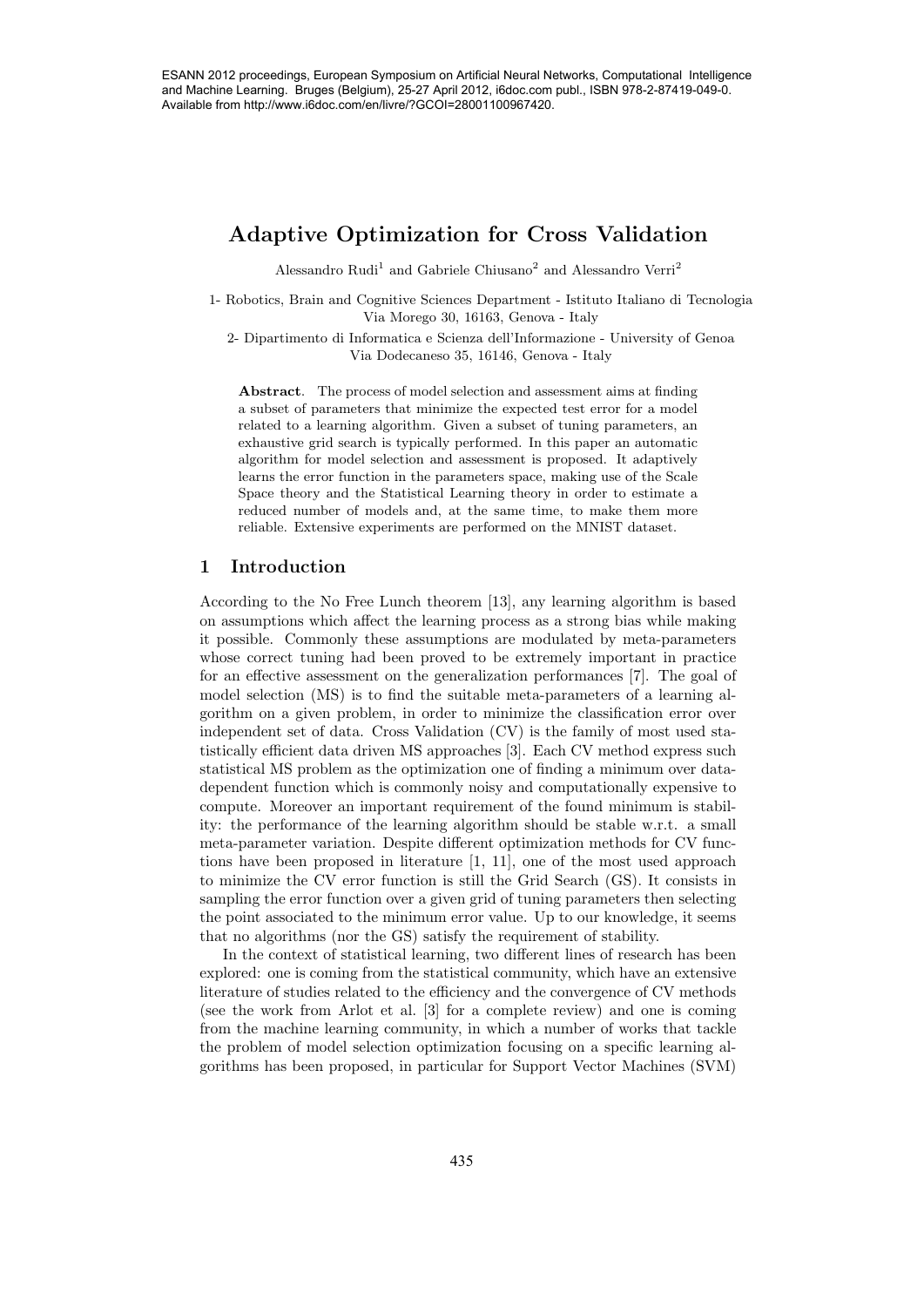# Adaptive Optimization for Cross Validation

Alessandro Rudi[1] and Gabriele Chiusano[2] and Alessandro Verri[2]

1- Robotics, Brain and Cognitive Sciences Department - Istituto Italiano di Tecnologia
Via Morego 30, 16163, Genova - Italy

2- Dipartimento di Informatica e Scienza dell'Informazione - University of Genoa
Via Dodecaneso 35, 16146, Genova - Italy

**Abstract**. The process of model selection and assessment aims at finding a subset of parameters that minimize the expected test error for a model related to a learning algorithm. Given a subset of tuning parameters, an exhaustive grid search is typically performed. In this paper an automatic algorithm for model selection and assessment is proposed. It adaptively learns the error function in the parameters space, making use of the Scale Space theory and the Statistical Learning theory in order to estimate a reduced number of models and, at the same time, to make them more reliable. Extensive experiments are performed on the MNIST dataset.

## 1 Introduction

According to the No Free Lunch theorem [13], any learning algorithm is based on assumptions which affect the learning process as a strong bias while making it possible. Commonly these assumptions are modulated by meta-parameters whose correct tuning had been proved to be extremely important in practice for an effective assessment on the generalization performances [7]. The goal of model selection (MS) is to find the suitable meta-parameters of a learning algorithm on a given problem, in order to minimize the classification error over independent set of data. Cross Validation (CV) is the family of most used statistically efficient data driven MS approaches [3]. Each CV method express such statistical MS problem as the optimization one of finding a minimum over data-dependent function which is commonly noisy and computationally expensive to compute. Moreover an important requirement of the found minimum is stability: the performance of the learning algorithm should be stable w.r.t. a small meta-parameter variation. Despite different optimization methods for CV functions have been proposed in literature [1, 11], one of the most used approach to minimize the CV error function is still the Grid Search (GS). It consists in sampling the error function over a given grid of tuning parameters then selecting the point associated to the minimum error value. Up to our knowledge, it seems that no algorithms (nor the GS) satisfy the requirement of stability.

In the context of statistical learning, two different lines of research has been explored: one is coming from the statistical community, which have an extensive literature of studies related to the efficiency and the convergence of CV methods (see the work from Arlot et al. [3] for a complete review) and one is coming from the machine learning community, in which a number of works that tackle the problem of model selection optimization focusing on a specific learning algorithms has been proposed, in particular for Support Vector Machines (SVM)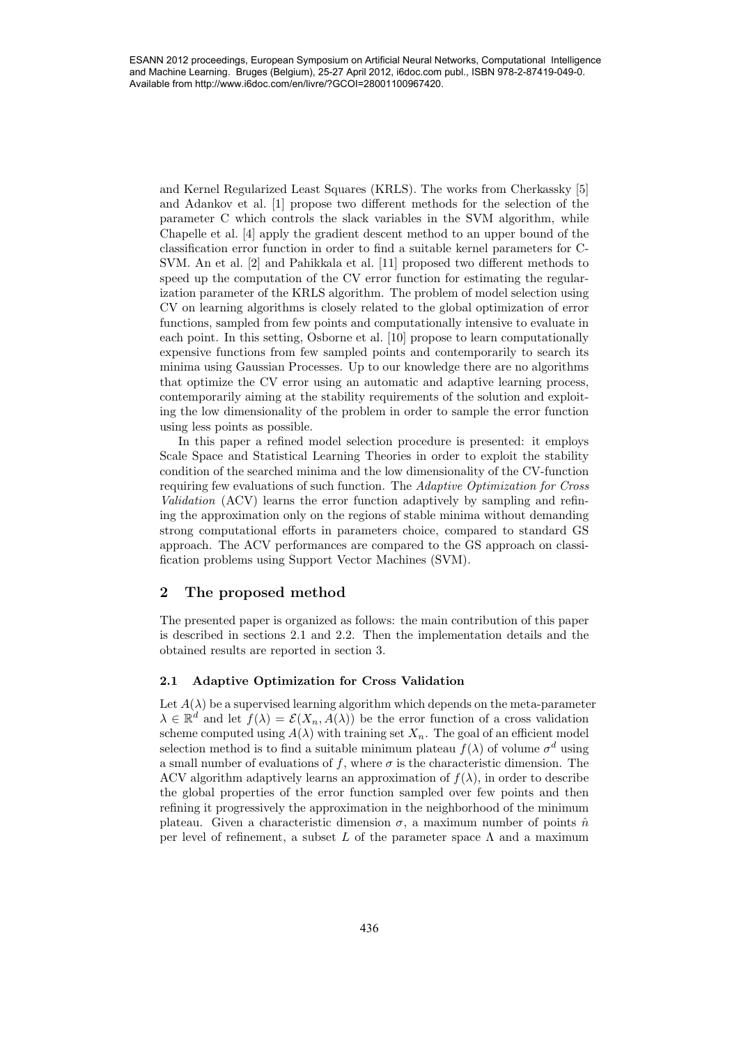and Kernel Regularized Least Squares (KRLS). The works from Cherkassky [5] and Adankov et al. [1] propose two different methods for the selection of the parameter C which controls the slack variables in the SVM algorithm, while Chapelle et al. [4] apply the gradient descent method to an upper bound of the classification error function in order to find a suitable kernel parameters for C-SVM. An et al. [2] and Pahikkala et al. [11] proposed two different methods to speed up the computation of the CV error function for estimating the regularization parameter of the KRLS algorithm. The problem of model selection using CV on learning algorithms is closely related to the global optimization of error functions, sampled from few points and computationally intensive to evaluate in each point. In this setting, Osborne et al. [10] propose to learn computationally expensive functions from few sampled points and contemporarily to search its minima using Gaussian Processes. Up to our knowledge there are no algorithms that optimize the CV error using an automatic and adaptive learning process, contemporarily aiming at the stability requirements of the solution and exploiting the low dimensionality of the problem in order to sample the error function using less points as possible.

In this paper a refined model selection procedure is presented: it employs Scale Space and Statistical Learning Theories in order to exploit the stability condition of the searched minima and the low dimensionality of the CV-function requiring few evaluations of such function. The *Adaptive Optimization for Cross Validation* (ACV) learns the error function adaptively by sampling and refining the approximation only on the regions of stable minima without demanding strong computational efforts in parameters choice, compared to standard GS approach. The ACV performances are compared to the GS approach on classification problems using Support Vector Machines (SVM).

## 2 The proposed method

The presented paper is organized as follows: the main contribution of this paper is described in sections 2.1 and 2.2. Then the implementation details and the obtained results are reported in section 3.

### 2.1 Adaptive Optimization for Cross Validation

Let $A(\lambda)$ be a supervised learning algorithm which depends on the meta-parameter $\lambda \in \mathbb{R}^d$ and let $f(\lambda) = \mathcal{E}(X_n, A(\lambda))$ be the error function of a cross validation scheme computed using $A(\lambda)$ with training set $X_n$. The goal of an efficient model selection method is to find a suitable minimum plateau $f(\lambda)$ of volume $\sigma^d$ using a small number of evaluations of $f$, where $\sigma$ is the characteristic dimension. The ACV algorithm adaptively learns an approximation of $f(\lambda)$, in order to describe the global properties of the error function sampled over few points and then refining it progressively the approximation in the neighborhood of the minimum plateau. Given a characteristic dimension $\sigma$, a maximum number of points $\hat{n}$ per level of refinement, a subset $L$ of the parameter space $\Lambda$ and a maximum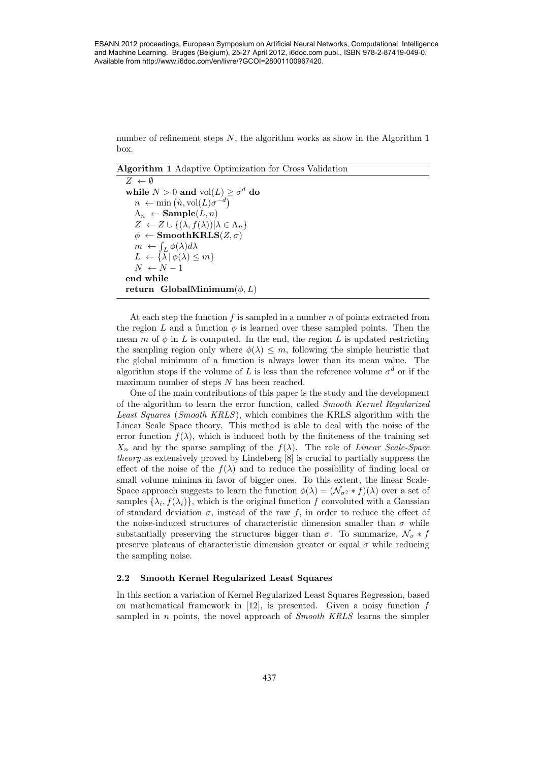number of refinement steps $N$, the algorithm works as show in the Algorithm 1 box.

**Algorithm 1** Adaptive Optimization for Cross Validation

```
Z ← ∅
while N > 0 and vol(L) ≥ σ^d do
    n ← min(n̂, vol(L)σ^{-d})
    Λ_n ← Sample(L, n)
    Z ← Z ∪ {(λ, f(λ)) | λ ∈ Λ_n}
    φ ← SmoothKRLS(Z, σ)
    m ← ∫_L φ(λ)dλ
    L ← {λ | φ(λ) ≤ m}
    N ← N − 1
end while
return GlobalMinimum(φ, L)
```

At each step the function $f$ is sampled in a number $n$ of points extracted from the region $L$ and a function $\phi$ is learned over these sampled points. Then the mean $m$ of $\phi$ in $L$ is computed. In the end, the region $L$ is updated restricting the sampling region only where $\phi(\lambda) \leq m$, following the simple heuristic that the global minimum of a function is always lower than its mean value. The algorithm stops if the volume of $L$ is less than the reference volume $\sigma^d$ or if the maximum number of steps $N$ has been reached.

One of the main contributions of this paper is the study and the development of the algorithm to learn the error function, called *Smooth Kernel Regularized Least Squares* (*Smooth KRLS*), which combines the KRLS algorithm with the Linear Scale Space theory. This method is able to deal with the noise of the error function $f(\lambda)$, which is induced both by the finiteness of the training set $X_n$ and by the sparse sampling of the $f(\lambda)$. The role of *Linear Scale-Space theory* as extensively proved by Lindeberg [8] is crucial to partially suppress the effect of the noise of the $f(\lambda)$ and to reduce the possibility of finding local or small volume minima in favor of bigger ones. To this extent, the linear Scale-Space approach suggests to learn the function $\phi(\lambda) = (\mathcal{N}_{\sigma^2} * f)(\lambda)$ over a set of samples $\{\lambda_i, f(\lambda_i)\}$, which is the original function $f$ convoluted with a Gaussian of standard deviation $\sigma$, instead of the raw $f$, in order to reduce the effect of the noise-induced structures of characteristic dimension smaller than $\sigma$ while substantially preserving the structures bigger than $\sigma$. To summarize, $\mathcal{N}_\sigma * f$ preserve plateaus of characteristic dimension greater or equal $\sigma$ while reducing the sampling noise.

### 2.2 Smooth Kernel Regularized Least Squares

In this section a variation of Kernel Regularized Least Squares Regression, based on mathematical framework in [12], is presented. Given a noisy function $f$ sampled in $n$ points, the novel approach of *Smooth KRLS* learns the simpler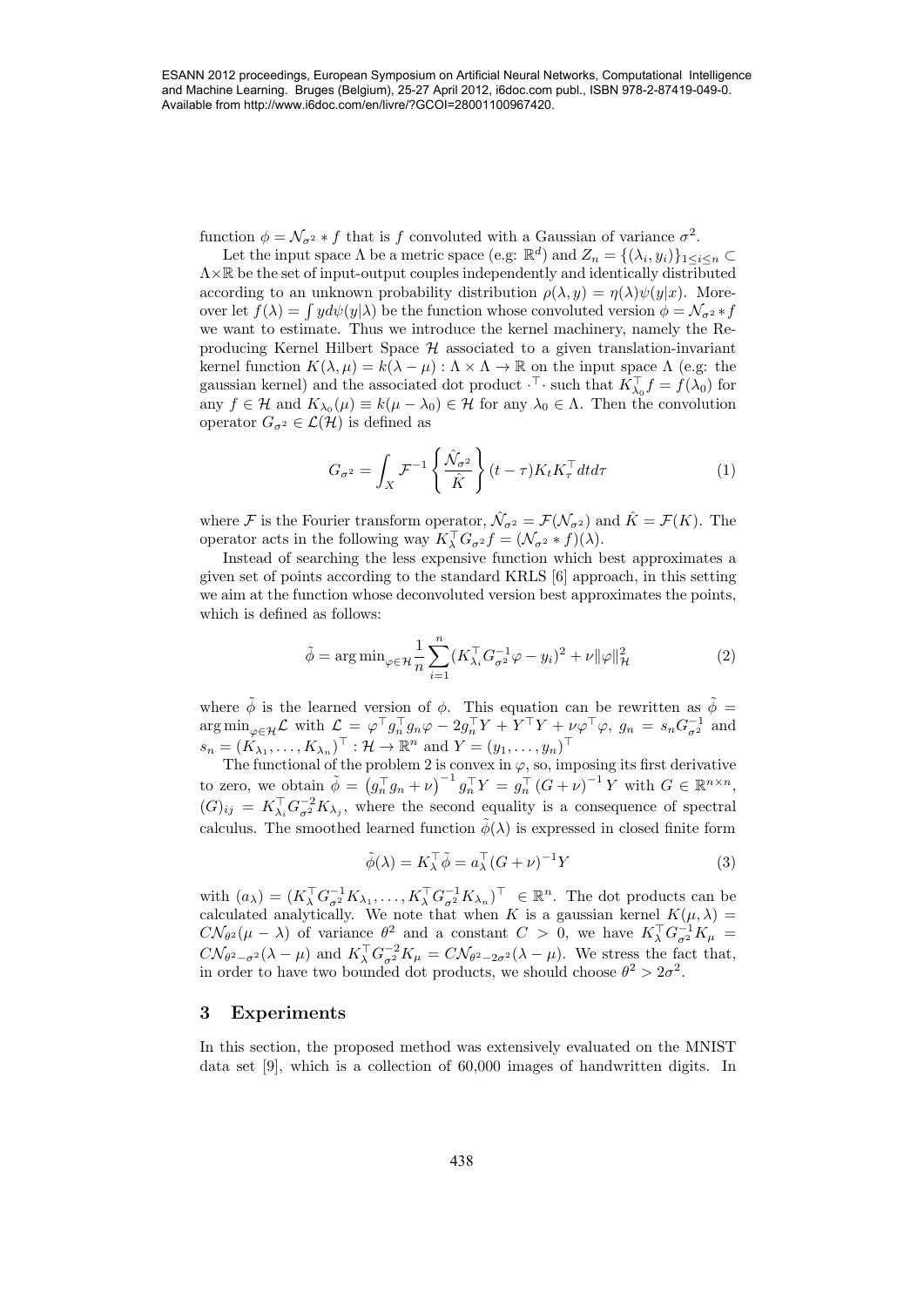function $\phi = \mathcal{N}_{\sigma^2} * f$ that is $f$ convoluted with a Gaussian of variance $\sigma^2$.

Let the input space $\Lambda$ be a metric space (e.g: $\mathbb{R}^d$) and $Z_n = \{(\lambda_i, y_i)\}_{1 \leq i \leq n} \subset \Lambda \times \mathbb{R}$ be the set of input-output couples independently and identically distributed according to an unknown probability distribution $\rho(\lambda, y) = \eta(\lambda)\psi(y|x)$. Moreover let $f(\lambda) = \int y d\psi(y|\lambda)$ be the function whose convoluted version $\phi = \mathcal{N}_{\sigma^2} * f$ we want to estimate. Thus we introduce the kernel machinery, namely the Reproducing Kernel Hilbert Space $\mathcal{H}$ associated to a given translation-invariant kernel function $K(\lambda, \mu) = k(\lambda - \mu) : \Lambda \times \Lambda \to \mathbb{R}$ on the input space $\Lambda$ (e.g: the gaussian kernel) and the associated dot product $\cdot^\top \cdot$ such that $K_{\lambda_0}^\top f = f(\lambda_0)$ for any $f \in \mathcal{H}$ and $K_{\lambda_0}(\mu) \equiv k(\mu - \lambda_0) \in \mathcal{H}$ for any $\lambda_0 \in \Lambda$. Then the convolution operator $G_{\sigma^2} \in \mathcal{L}(\mathcal{H})$ is defined as

$$G_{\sigma^2} = \int_X \mathcal{F}^{-1}\left\{\frac{\hat{\mathcal{N}}_{\sigma^2}}{\hat{K}}\right\}(t - \tau) K_t K_\tau^\top dt d\tau \tag{1}$$

where $\mathcal{F}$ is the Fourier transform operator, $\hat{\mathcal{N}}_{\sigma^2} = \mathcal{F}(\mathcal{N}_{\sigma^2})$ and $\hat{K} = \mathcal{F}(K)$. The operator acts in the following way $K_\lambda^\top G_{\sigma^2} f = (\mathcal{N}_{\sigma^2} * f)(\lambda)$.

Instead of searching the less expensive function which best approximates a given set of points according to the standard KRLS [6] approach, in this setting we aim at the function whose deconvoluted version best approximates the points, which is defined as follows:

$$\tilde{\phi} = \arg\min_{\varphi \in \mathcal{H}} \frac{1}{n} \sum_{i=1}^{n} (K_{\lambda_i}^\top G_{\sigma^2}^{-1} \varphi - y_i)^2 + \nu \|\varphi\|_{\mathcal{H}}^2 \tag{2}$$

where $\tilde{\phi}$ is the learned version of $\phi$. This equation can be rewritten as $\tilde{\phi} = \arg\min_{\varphi \in \mathcal{H}} \mathcal{L}$ with $\mathcal{L} = \varphi^\top g_n^\top g_n \varphi - 2 g_n^\top Y + Y^\top Y + \nu \varphi^\top \varphi$, $g_n = s_n G_{\sigma^2}^{-1}$ and $s_n = (K_{\lambda_1}, \ldots, K_{\lambda_n})^\top : \mathcal{H} \to \mathbb{R}^n$ and $Y = (y_1, \ldots, y_n)^\top$

The functional of the problem 2 is convex in $\varphi$, so, imposing its first derivative to zero, we obtain $\tilde{\phi} = \left(g_n^\top g_n + \nu\right)^{-1} g_n^\top Y = g_n^\top (G + \nu)^{-1} Y$ with $G \in \mathbb{R}^{n \times n}$, $(G)_{ij} = K_{\lambda_i}^\top G_{\sigma^2}^{-2} K_{\lambda_j}$, where the second equality is a consequence of spectral calculus. The smoothed learned function $\tilde{\phi}(\lambda)$ is expressed in closed finite form

$$\tilde{\phi}(\lambda) = K_\lambda^\top \tilde{\phi} = a_\lambda^\top (G + \nu)^{-1} Y \tag{3}$$

with $(a_\lambda) = (K_\lambda^\top G_{\sigma^2}^{-1} K_{\lambda_1}, \ldots, K_\lambda^\top G_{\sigma^2}^{-1} K_{\lambda_n})^\top \in \mathbb{R}^n$. The dot products can be calculated analytically. We note that when $K$ is a gaussian kernel $K(\mu, \lambda) = C\mathcal{N}_{\theta^2}(\mu - \lambda)$ of variance $\theta^2$ and a constant $C > 0$, we have $K_\lambda^\top G_{\sigma^2}^{-1} K_\mu = C\mathcal{N}_{\theta^2 - \sigma^2}(\lambda - \mu)$ and $K_\lambda^\top G_{\sigma^2}^{-2} K_\mu = C\mathcal{N}_{\theta^2 - 2\sigma^2}(\lambda - \mu)$. We stress the fact that, in order to have two bounded dot products, we should choose $\theta^2 > 2\sigma^2$.

## 3 Experiments

In this section, the proposed method was extensively evaluated on the MNIST data set [9], which is a collection of 60,000 images of handwritten digits. In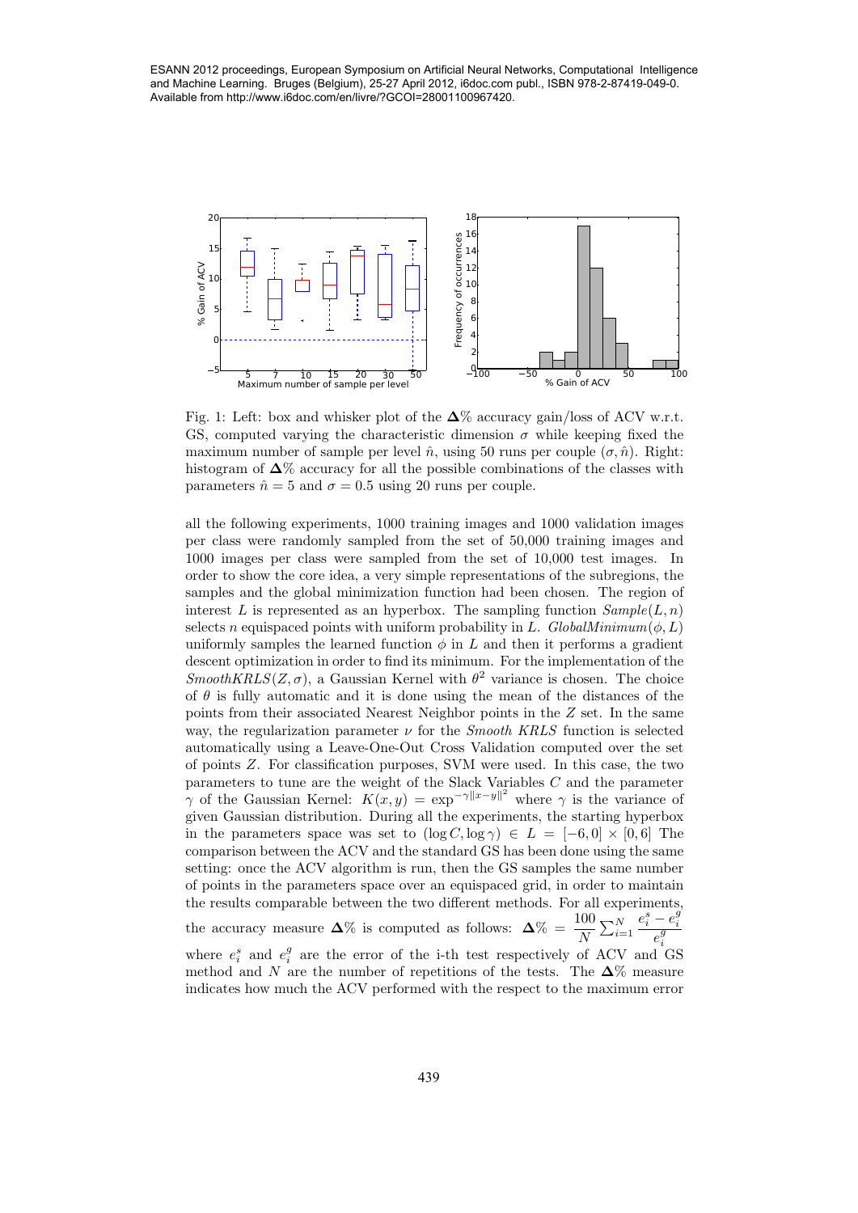Fig. 1: Left: box and whisker plot of the $\mathbf{\Delta}\%$ accuracy gain/loss of ACV w.r.t. GS, computed varying the characteristic dimension $\sigma$ while keeping fixed the maximum number of sample per level $\hat{n}$, using 50 runs per couple $(\sigma, \hat{n})$. Right: histogram of $\mathbf{\Delta}\%$ accuracy for all the possible combinations of the classes with parameters $\hat{n} = 5$ and $\sigma = 0.5$ using 20 runs per couple.

all the following experiments, 1000 training images and 1000 validation images per class were randomly sampled from the set of 50,000 training images and 1000 images per class were sampled from the set of 10,000 test images. In order to show the core idea, a very simple representations of the subregions, the samples and the global minimization function had been chosen. The region of interest $L$ is represented as an hyperbox. The sampling function *Sample*$(L, n)$ selects $n$ equispaced points with uniform probability in $L$. *GlobalMinimum*$(\phi, L)$ uniformly samples the learned function $\phi$ in $L$ and then it performs a gradient descent optimization in order to find its minimum. For the implementation of the *SmoothKRLS*$(Z, \sigma)$, a Gaussian Kernel with $\theta^2$ variance is chosen. The choice of $\theta$ is fully automatic and it is done using the mean of the distances of the points from their associated Nearest Neighbor points in the $Z$ set. In the same way, the regularization parameter $\nu$ for the *Smooth KRLS* function is selected automatically using a Leave-One-Out Cross Validation computed over the set of points $Z$. For classification purposes, SVM were used. In this case, the two parameters to tune are the weight of the Slack Variables $C$ and the parameter $\gamma$ of the Gaussian Kernel: $K(x, y) = \exp^{-\gamma\|x-y\|^2}$ where $\gamma$ is the variance of given Gaussian distribution. During all the experiments, the starting hyperbox in the parameters space was set to $(\log C, \log \gamma) \in L = [-6, 0] \times [0, 6]$ The comparison between the ACV and the standard GS has been done using the same setting: once the ACV algorithm is run, then the GS samples the same number of points in the parameters space over an equispaced grid, in order to maintain the results comparable between the two different methods. For all experiments, the accuracy measure $\mathbf{\Delta}\%$ is computed as follows: $\mathbf{\Delta}\% = \dfrac{100}{N} \sum_{i=1}^{N} \dfrac{e_i^s - e_i^g}{e_i^g}$ where $e_i^s$ and $e_i^g$ are the error of the i-th test respectively of ACV and GS method and $N$ are the number of repetitions of the tests. The $\mathbf{\Delta}\%$ measure indicates how much the ACV performed with the respect to the maximum error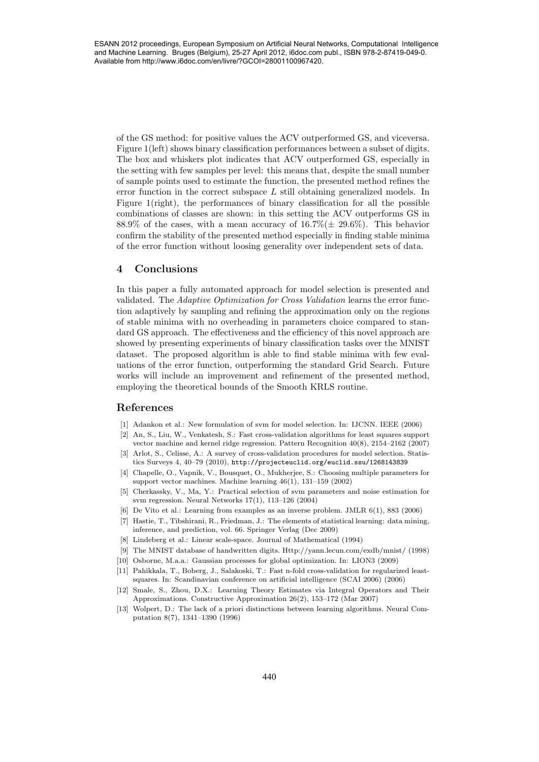of the GS method: for positive values the ACV outperformed GS, and viceversa. Figure 1(left) shows binary classification performances between a subset of digits. The box and whiskers plot indicates that ACV outperformed GS, especially in the setting with few samples per level: this means that, despite the small number of sample points used to estimate the function, the presented method refines the error function in the correct subspace $L$ still obtaining generalized models. In Figure 1(right), the performances of binary classification for all the possible combinations of classes are shown: in this setting the ACV outperforms GS in 88.9% of the cases, with a mean accuracy of 16.7%(± 29.6%). This behavior confirm the stability of the presented method especially in finding stable minima of the error function without loosing generality over independent sets of data.

## 4 Conclusions

In this paper a fully automated approach for model selection is presented and validated. The *Adaptive Optimization for Cross Validation* learns the error function adaptively by sampling and refining the approximation only on the regions of stable minima with no overheading in parameters choice compared to standard GS approach. The effectiveness and the efficiency of this novel approach are showed by presenting experiments of binary classification tasks over the MNIST dataset. The proposed algorithm is able to find stable minima with few evaluations of the error function, outperforming the standard Grid Search. Future works will include an improvement and refinement of the presented method, employing the theoretical bounds of the Smooth KRLS routine.

## References

[1] Adankon et al.: New formulation of svm for model selection. In: IJCNN. IEEE (2006)

[2] An, S., Liu, W., Venkatesh, S.: Fast cross-validation algorithms for least squares support vector machine and kernel ridge regression. Pattern Recognition 40(8), 2154–2162 (2007)

[3] Arlot, S., Celisse, A.: A survey of cross-validation procedures for model selection. Statistics Surveys 4, 40–79 (2010), `http://projecteuclid.org/euclid.ssu/1268143839`

[4] Chapelle, O., Vapnik, V., Bousquet, O., Mukherjee, S.: Choosing multiple parameters for support vector machines. Machine learning 46(1), 131–159 (2002)

[5] Cherkassky, V., Ma, Y.: Practical selection of svm parameters and noise estimation for svm regression. Neural Networks 17(1), 113–126 (2004)

[6] De Vito et al.: Learning from examples as an inverse problem. JMLR 6(1), 883 (2006)

[7] Hastie, T., Tibshirani, R., Friedman, J.: The elements of statistical learning: data mining, inference, and prediction, vol. 66. Springer Verlag (Dec 2009)

[8] Lindeberg et al.: Linear scale-space. Journal of Mathematical (1994)

[9] The MNIST database of handwritten digits. Http://yann.lecun.com/exdb/mnist/ (1998)

[10] Osborne, M.a.a.: Gaussian processes for global optimization. In: LION3 (2009)

[11] Pahikkala, T., Boberg, J., Salakoski, T.: Fast n-fold cross-validation for regularized least-squares. In: Scandinavian conference on artificial intelligence (SCAI 2006) (2006)

[12] Smale, S., Zhou, D.X.: Learning Theory Estimates via Integral Operators and Their Approximations. Constructive Approximation 26(2), 153–172 (Mar 2007)

[13] Wolpert, D.: The lack of a priori distinctions between learning algorithms. Neural Computation 8(7), 1341–1390 (1996)